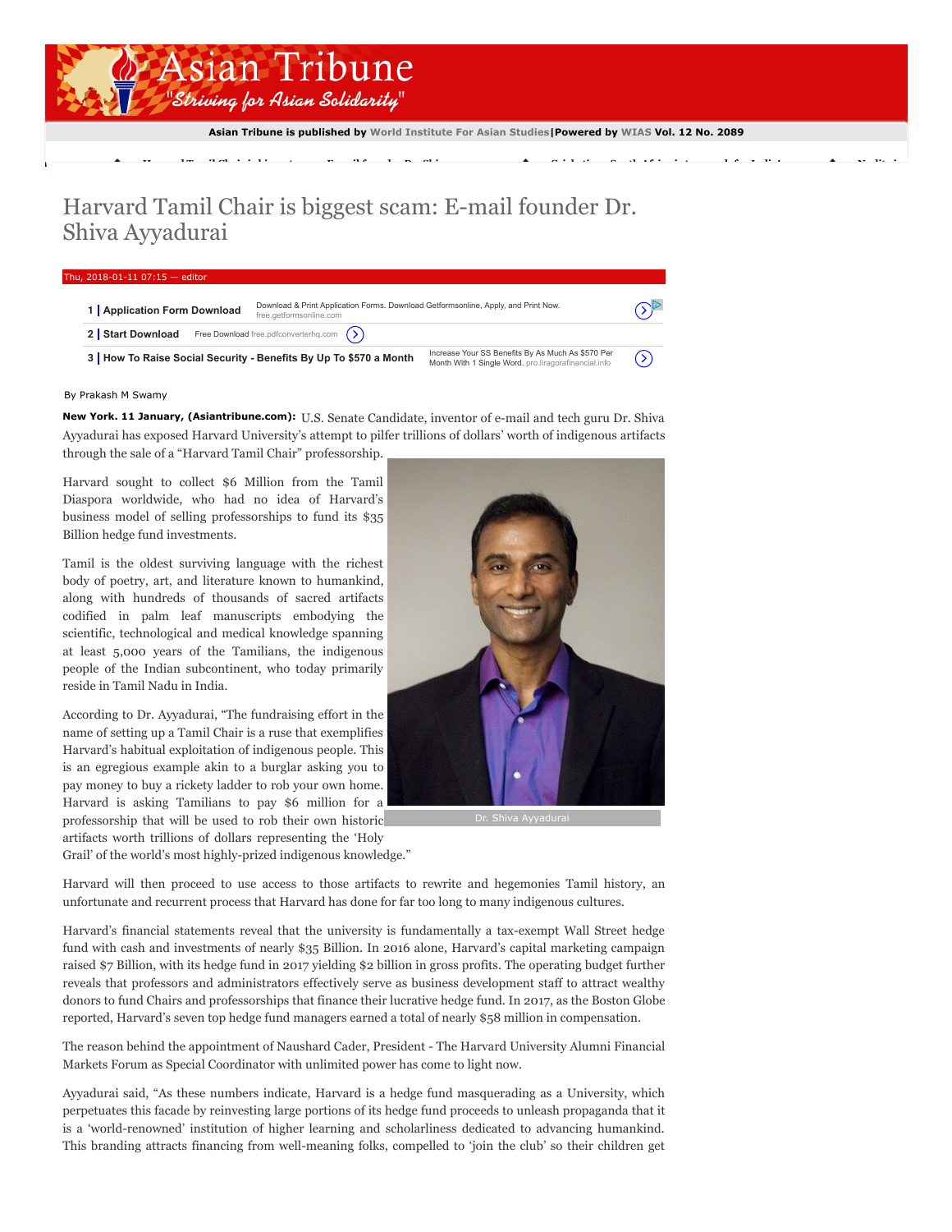# Asian Tribune

*"Striving for Asian Solidarity"*

Asian Tribune is published by World Institute For Asian Studies|Powered by WIAS **Vol. 12 No. 2089**

# Harvard Tamil Chair is biggest scam: E-mail founder Dr. Shiva Ayyadurai

Thu, 2018-01-11 07:15 — editor

By Prakash M Swamy

**New York. 11 January, (Asiantribune.com):** U.S. Senate Candidate, inventor of e-mail and tech guru Dr. Shiva Ayyadurai has exposed Harvard University's attempt to pilfer trillions of dollars' worth of indigenous artifacts through the sale of a "Harvard Tamil Chair" professorship.

Harvard sought to collect $6 Million from the Tamil Diaspora worldwide, who had no idea of Harvard's business model of selling professorships to fund its $35 Billion hedge fund investments.

Tamil is the oldest surviving language with the richest body of poetry, art, and literature known to humankind, along with hundreds of thousands of sacred artifacts codified in palm leaf manuscripts embodying the scientific, technological and medical knowledge spanning at least 5,000 years of the Tamilians, the indigenous people of the Indian subcontinent, who today primarily reside in Tamil Nadu in India.

Dr. Shiva Ayyadurai

According to Dr. Ayyadurai, "The fundraising effort in the name of setting up a Tamil Chair is a ruse that exemplifies Harvard's habitual exploitation of indigenous people. This is an egregious example akin to a burglar asking you to pay money to buy a rickety ladder to rob your own home. Harvard is asking Tamilians to pay $6 million for a professorship that will be used to rob their own historic artifacts worth trillions of dollars representing the 'Holy Grail' of the world's most highly-prized indigenous knowledge."

Harvard will then proceed to use access to those artifacts to rewrite and hegemonies Tamil history, an unfortunate and recurrent process that Harvard has done for far too long to many indigenous cultures.

Harvard's financial statements reveal that the university is fundamentally a tax-exempt Wall Street hedge fund with cash and investments of nearly $35 Billion. In 2016 alone, Harvard's capital marketing campaign raised $7 Billion, with its hedge fund in 2017 yielding $2 billion in gross profits. The operating budget further reveals that professors and administrators effectively serve as business development staff to attract wealthy donors to fund Chairs and professorships that finance their lucrative hedge fund. In 2017, as the Boston Globe reported, Harvard's seven top hedge fund managers earned a total of nearly $58 million in compensation.

The reason behind the appointment of Naushard Cader, President - The Harvard University Alumni Financial Markets Forum as Special Coordinator with unlimited power has come to light now.

Ayyadurai said, "As these numbers indicate, Harvard is a hedge fund masquerading as a University, which perpetuates this facade by reinvesting large portions of its hedge fund proceeds to unleash propaganda that it is a 'world-renowned' institution of higher learning and scholarliness dedicated to advancing humankind. This branding attracts financing from well-meaning folks, compelled to 'join the club' so their children get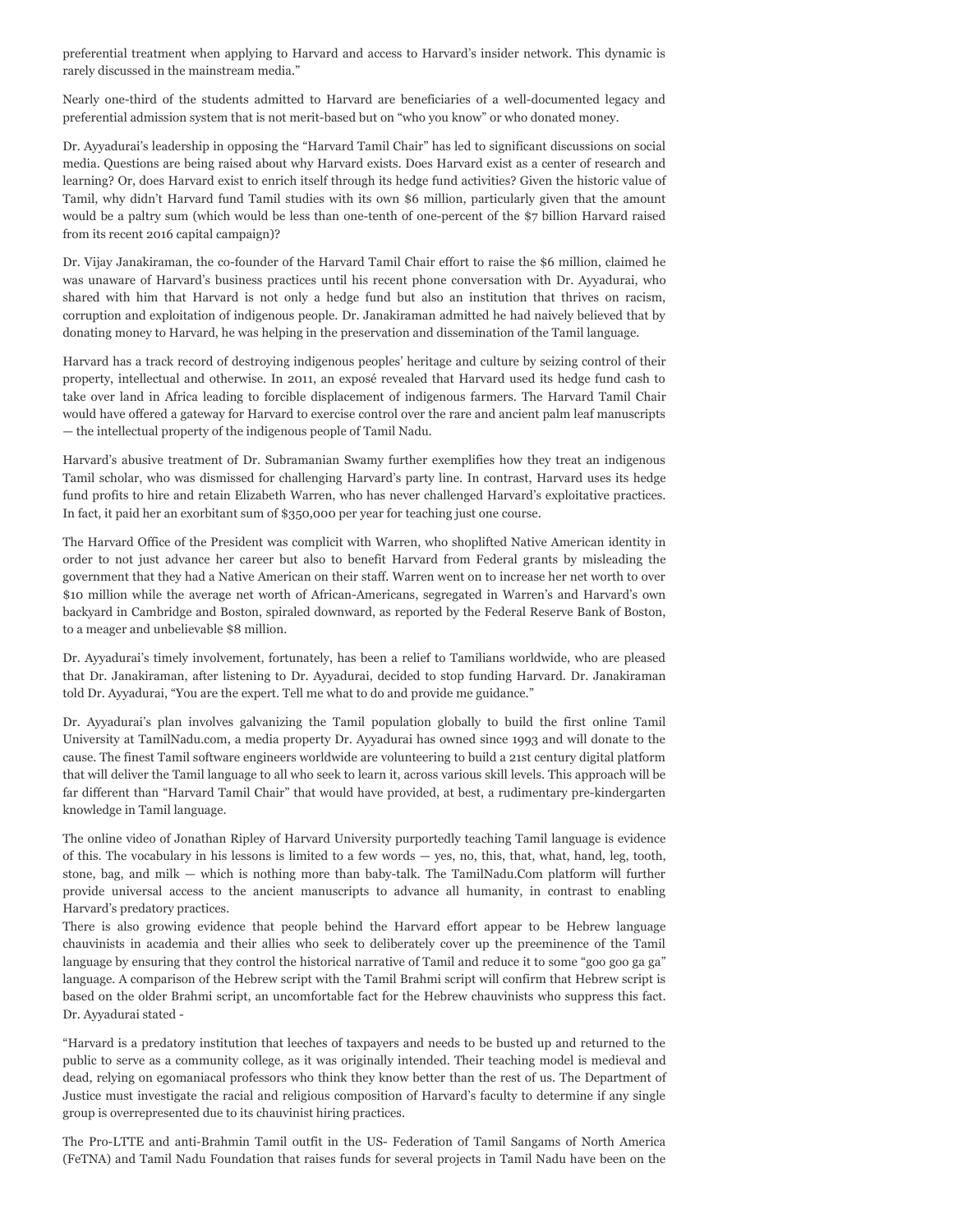preferential treatment when applying to Harvard and access to Harvard's insider network. This dynamic is rarely discussed in the mainstream media."

Nearly one-third of the students admitted to Harvard are beneficiaries of a well-documented legacy and preferential admission system that is not merit-based but on "who you know" or who donated money.

Dr. Ayyadurai's leadership in opposing the "Harvard Tamil Chair" has led to significant discussions on social media. Questions are being raised about why Harvard exists. Does Harvard exist as a center of research and learning? Or, does Harvard exist to enrich itself through its hedge fund activities? Given the historic value of Tamil, why didn't Harvard fund Tamil studies with its own $6 million, particularly given that the amount would be a paltry sum (which would be less than one-tenth of one-percent of the $7 billion Harvard raised from its recent 2016 capital campaign)?

Dr. Vijay Janakiraman, the co-founder of the Harvard Tamil Chair effort to raise the $6 million, claimed he was unaware of Harvard's business practices until his recent phone conversation with Dr. Ayyadurai, who shared with him that Harvard is not only a hedge fund but also an institution that thrives on racism, corruption and exploitation of indigenous people. Dr. Janakiraman admitted he had naively believed that by donating money to Harvard, he was helping in the preservation and dissemination of the Tamil language.

Harvard has a track record of destroying indigenous peoples' heritage and culture by seizing control of their property, intellectual and otherwise. In 2011, an exposé revealed that Harvard used its hedge fund cash to take over land in Africa leading to forcible displacement of indigenous farmers. The Harvard Tamil Chair would have offered a gateway for Harvard to exercise control over the rare and ancient palm leaf manuscripts — the intellectual property of the indigenous people of Tamil Nadu.

Harvard's abusive treatment of Dr. Subramanian Swamy further exemplifies how they treat an indigenous Tamil scholar, who was dismissed for challenging Harvard's party line. In contrast, Harvard uses its hedge fund profits to hire and retain Elizabeth Warren, who has never challenged Harvard's exploitative practices. In fact, it paid her an exorbitant sum of $350,000 per year for teaching just one course.

The Harvard Office of the President was complicit with Warren, who shoplifted Native American identity in order to not just advance her career but also to benefit Harvard from Federal grants by misleading the government that they had a Native American on their staff. Warren went on to increase her net worth to over $10 million while the average net worth of African-Americans, segregated in Warren's and Harvard's own backyard in Cambridge and Boston, spiraled downward, as reported by the Federal Reserve Bank of Boston, to a meager and unbelievable $8 million.

Dr. Ayyadurai's timely involvement, fortunately, has been a relief to Tamilians worldwide, who are pleased that Dr. Janakiraman, after listening to Dr. Ayyadurai, decided to stop funding Harvard. Dr. Janakiraman told Dr. Ayyadurai, "You are the expert. Tell me what to do and provide me guidance."

Dr. Ayyadurai's plan involves galvanizing the Tamil population globally to build the first online Tamil University at TamilNadu.com, a media property Dr. Ayyadurai has owned since 1993 and will donate to the cause. The finest Tamil software engineers worldwide are volunteering to build a 21st century digital platform that will deliver the Tamil language to all who seek to learn it, across various skill levels. This approach will be far different than "Harvard Tamil Chair" that would have provided, at best, a rudimentary pre-kindergarten knowledge in Tamil language.

The online video of Jonathan Ripley of Harvard University purportedly teaching Tamil language is evidence of this. The vocabulary in his lessons is limited to a few words — yes, no, this, that, what, hand, leg, tooth, stone, bag, and milk — which is nothing more than baby-talk. The TamilNadu.Com platform will further provide universal access to the ancient manuscripts to advance all humanity, in contrast to enabling Harvard's predatory practices.

There is also growing evidence that people behind the Harvard effort appear to be Hebrew language chauvinists in academia and their allies who seek to deliberately cover up the preeminence of the Tamil language by ensuring that they control the historical narrative of Tamil and reduce it to some "goo goo ga ga" language. A comparison of the Hebrew script with the Tamil Brahmi script will confirm that Hebrew script is based on the older Brahmi script, an uncomfortable fact for the Hebrew chauvinists who suppress this fact. Dr. Ayyadurai stated -

"Harvard is a predatory institution that leeches of taxpayers and needs to be busted up and returned to the public to serve as a community college, as it was originally intended. Their teaching model is medieval and dead, relying on egomaniacal professors who think they know better than the rest of us. The Department of Justice must investigate the racial and religious composition of Harvard's faculty to determine if any single group is overrepresented due to its chauvinist hiring practices.

The Pro-LTTE and anti-Brahmin Tamil outfit in the US- Federation of Tamil Sangams of North America (FeTNA) and Tamil Nadu Foundation that raises funds for several projects in Tamil Nadu have been on the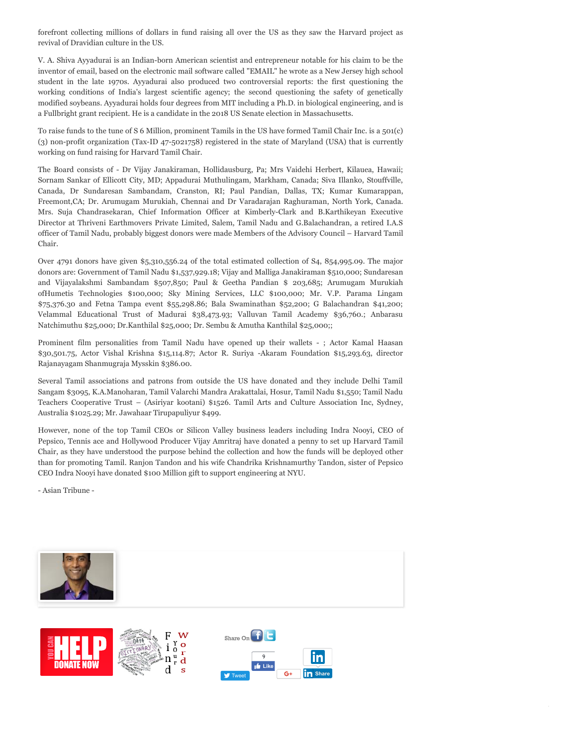forefront collecting millions of dollars in fund raising all over the US as they saw the Harvard project as revival of Dravidian culture in the US.

V. A. Shiva Ayyadurai is an Indian-born American scientist and entrepreneur notable for his claim to be the inventor of email, based on the electronic mail software called "EMAIL" he wrote as a New Jersey high school student in the late 1970s. Ayyadurai also produced two controversial reports: the first questioning the working conditions of India's largest scientific agency; the second questioning the safety of genetically modified soybeans. Ayyadurai holds four degrees from MIT including a Ph.D. in biological engineering, and is a Fullbright grant recipient. He is a candidate in the 2018 US Senate election in Massachusetts.

To raise funds to the tune of S 6 Million, prominent Tamils in the US have formed Tamil Chair Inc. is a 501(c)(3) non-profit organization (Tax-ID 47-5021758) registered in the state of Maryland (USA) that is currently working on fund raising for Harvard Tamil Chair.

The Board consists of - Dr Vijay Janakiraman, Hollidausburg, Pa; Mrs Vaidehi Herbert, Kilauea, Hawaii; Sornam Sankar of Ellicott City, MD; Appadurai Muthulingam, Markham, Canada; Siva Illanko, Stouffville, Canada, Dr Sundaresan Sambandam, Cranston, RI; Paul Pandian, Dallas, TX; Kumar Kumarappan, Freemont,CA; Dr. Arumugam Murukiah, Chennai and Dr Varadarajan Raghuraman, North York, Canada. Mrs. Suja Chandrasekaran, Chief Information Officer at Kimberly-Clark and B.Karthikeyan Executive Director at Thriveni Earthmovers Private Limited, Salem, Tamil Nadu and G.Balachandran, a retired I.A.S officer of Tamil Nadu, probably biggest donors were made Members of the Advisory Council – Harvard Tamil Chair.

Over 4791 donors have given $5,310,556.24 of the total estimated collection of S4, 854,995.09. The major donors are: Government of Tamil Nadu $1,537,929.18; Vijay and Malliga Janakiraman $510,000; Sundaresan and Vijayalakshmi Sambandam $507,850; Paul & Geetha Pandian $ 203,685; Arumugam Murukiah ofHumetis Technologies $100,000; Sky Mining Services, LLC $100,000; Mr. V.P. Parama Lingam $75,376.30 and Fetna Tampa event $55,298.86; Bala Swaminathan $52,200; G Balachandran $41,200; Velammal Educational Trust of Madurai $38,473.93; Valluvan Tamil Academy $36,760.; Anbarasu Natchimuthu $25,000; Dr.Kanthilal $25,000; Dr. Sembu & Amutha Kanthilal $25,000;;

Prominent film personalities from Tamil Nadu have opened up their wallets - ; Actor Kamal Haasan $30,501.75, Actor Vishal Krishna $15,114.87; Actor R. Suriya -Akaram Foundation $15,293.63, director Rajanayagam Shanmugraja Mysskin $386.00.

Several Tamil associations and patrons from outside the US have donated and they include Delhi Tamil Sangam $3095, K.A.Manoharan, Tamil Valarchi Mandra Arakattalai, Hosur, Tamil Nadu $1,550; Tamil Nadu Teachers Cooperative Trust – (Asiriyar kootani) $1526. Tamil Arts and Culture Association Inc, Sydney, Australia $1025.29; Mr. Jawahaar Tirupapuliyur $499.

However, none of the top Tamil CEOs or Silicon Valley business leaders including Indra Nooyi, CEO of Pepsico, Tennis ace and Hollywood Producer Vijay Amritraj have donated a penny to set up Harvard Tamil Chair, as they have understood the purpose behind the collection and how the funds will be deployed other than for promoting Tamil. Ranjon Tandon and his wife Chandrika Krishnamurthy Tandon, sister of Pepsico CEO Indra Nooyi have donated $100 Million gift to support engineering at NYU.

- Asian Tribune -